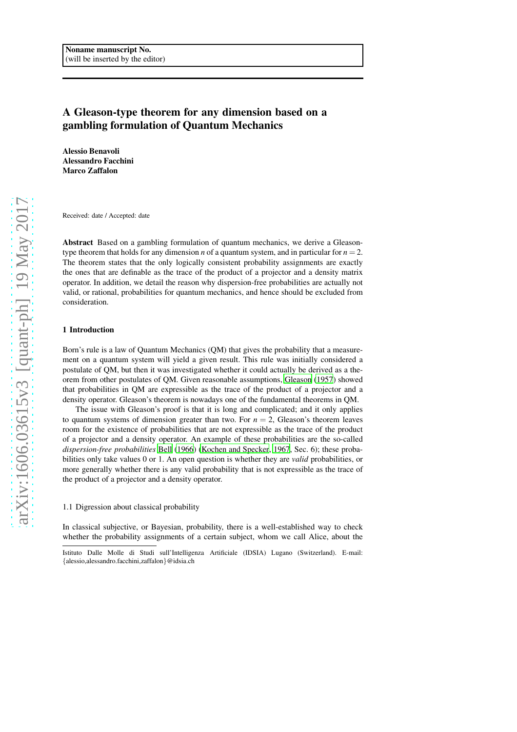Noname manuscript No.
(will be inserted by the editor)

# A Gleason-type theorem for any dimension based on a gambling formulation of Quantum Mechanics

**Alessio Benavoli**
**Alessandro Facchini**
**Marco Zaffalon**

Received: date / Accepted: date

**Abstract** Based on a gambling formulation of quantum mechanics, we derive a Gleason-type theorem that holds for any dimension $n$ of a quantum system, and in particular for $n = 2$. The theorem states that the only logically consistent probability assignments are exactly the ones that are definable as the trace of the product of a projector and a density matrix operator. In addition, we detail the reason why dispersion-free probabilities are actually not valid, or rational, probabilities for quantum mechanics, and hence should be excluded from consideration.

## 1 Introduction

Born's rule is a law of Quantum Mechanics (QM) that gives the probability that a measurement on a quantum system will yield a given result. This rule was initially considered a postulate of QM, but then it was investigated whether it could actually be derived as a theorem from other postulates of QM. Given reasonable assumptions, Gleason (1957) showed that probabilities in QM are expressible as the trace of the product of a projector and a density operator. Gleason's theorem is nowadays one of the fundamental theorems in QM.

The issue with Gleason's proof is that it is long and complicated; and it only applies to quantum systems of dimension greater than two. For $n = 2$, Gleason's theorem leaves room for the existence of probabilities that are not expressible as the trace of the product of a projector and a density operator. An example of these probabilities are the so-called *dispersion-free probabilities* Bell (1966) (Kochen and Specker, 1967, Sec. 6); these probabilities only take values 0 or 1. An open question is whether they are *valid* probabilities, or more generally whether there is any valid probability that is not expressible as the trace of the product of a projector and a density operator.

### 1.1 Digression about classical probability

In classical subjective, or Bayesian, probability, there is a well-established way to check whether the probability assignments of a certain subject, whom we call Alice, about the

Istituto Dalle Molle di Studi sull'Intelligenza Artificiale (IDSIA) Lugano (Switzerland). E-mail: {alessio,alessandro.facchini,zaffalon}@idsia.ch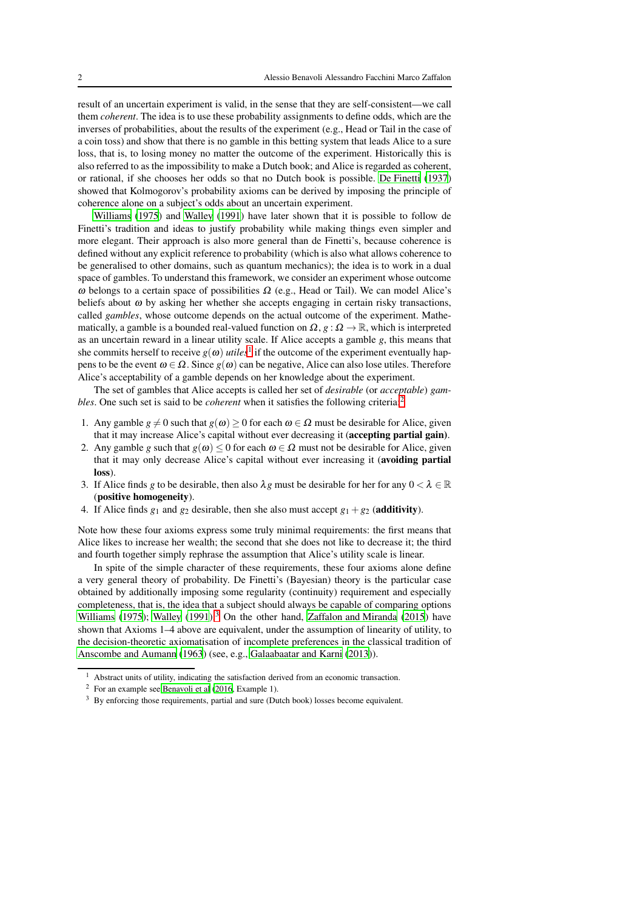result of an uncertain experiment is valid, in the sense that they are self-consistent—we call them *coherent*. The idea is to use these probability assignments to define odds, which are the inverses of probabilities, about the results of the experiment (e.g., Head or Tail in the case of a coin toss) and show that there is no gamble in this betting system that leads Alice to a sure loss, that is, to losing money no matter the outcome of the experiment. Historically this is also referred to as the impossibility to make a Dutch book; and Alice is regarded as coherent, or rational, if she chooses her odds so that no Dutch book is possible. De Finetti (1937) showed that Kolmogorov's probability axioms can be derived by imposing the principle of coherence alone on a subject's odds about an uncertain experiment.

Williams (1975) and Walley (1991) have later shown that it is possible to follow de Finetti's tradition and ideas to justify probability while making things even simpler and more elegant. Their approach is also more general than de Finetti's, because coherence is defined without any explicit reference to probability (which is also what allows coherence to be generalised to other domains, such as quantum mechanics); the idea is to work in a dual space of gambles. To understand this framework, we consider an experiment whose outcome $\omega$ belongs to a certain space of possibilities $\Omega$ (e.g., Head or Tail). We can model Alice's beliefs about $\omega$ by asking her whether she accepts engaging in certain risky transactions, called *gambles*, whose outcome depends on the actual outcome of the experiment. Mathematically, a gamble is a bounded real-valued function on $\Omega$, $g : \Omega \to \mathbb{R}$, which is interpreted as an uncertain reward in a linear utility scale. If Alice accepts a gamble $g$, this means that she commits herself to receive $g(\omega)$ *utiles*[1] if the outcome of the experiment eventually happens to be the event $\omega \in \Omega$. Since $g(\omega)$ can be negative, Alice can also lose utiles. Therefore Alice's acceptability of a gamble depends on her knowledge about the experiment.

The set of gambles that Alice accepts is called her set of *desirable* (or *acceptable*) *gambles*. One such set is said to be *coherent* when it satisfies the following criteria:[2]

1. Any gamble $g \neq 0$ such that $g(\omega) \geq 0$ for each $\omega \in \Omega$ must be desirable for Alice, given that it may increase Alice's capital without ever decreasing it (**accepting partial gain**).
2. Any gamble $g$ such that $g(\omega) \leq 0$ for each $\omega \in \Omega$ must not be desirable for Alice, given that it may only decrease Alice's capital without ever increasing it (**avoiding partial loss**).
3. If Alice finds $g$ to be desirable, then also $\lambda g$ must be desirable for her for any $0 < \lambda \in \mathbb{R}$ (**positive homogeneity**).
4. If Alice finds $g_1$ and $g_2$ desirable, then she also must accept $g_1 + g_2$ (**additivity**).

Note how these four axioms express some truly minimal requirements: the first means that Alice likes to increase her wealth; the second that she does not like to decrease it; the third and fourth together simply rephrase the assumption that Alice's utility scale is linear.

In spite of the simple character of these requirements, these four axioms alone define a very general theory of probability. De Finetti's (Bayesian) theory is the particular case obtained by additionally imposing some regularity (continuity) requirement and especially completeness, that is, the idea that a subject should always be capable of comparing options Williams (1975); Walley (1991).[3] On the other hand, Zaffalon and Miranda (2015) have shown that Axioms 1–4 above are equivalent, under the assumption of linearity of utility, to the decision-theoretic axiomatisation of incomplete preferences in the classical tradition of Anscombe and Aumann (1963) (see, e.g., Galaabaatar and Karni (2013)).

[1] Abstract units of utility, indicating the satisfaction derived from an economic transaction.

[2] For an example see Benavoli et al (2016, Example 1).

[3] By enforcing those requirements, partial and sure (Dutch book) losses become equivalent.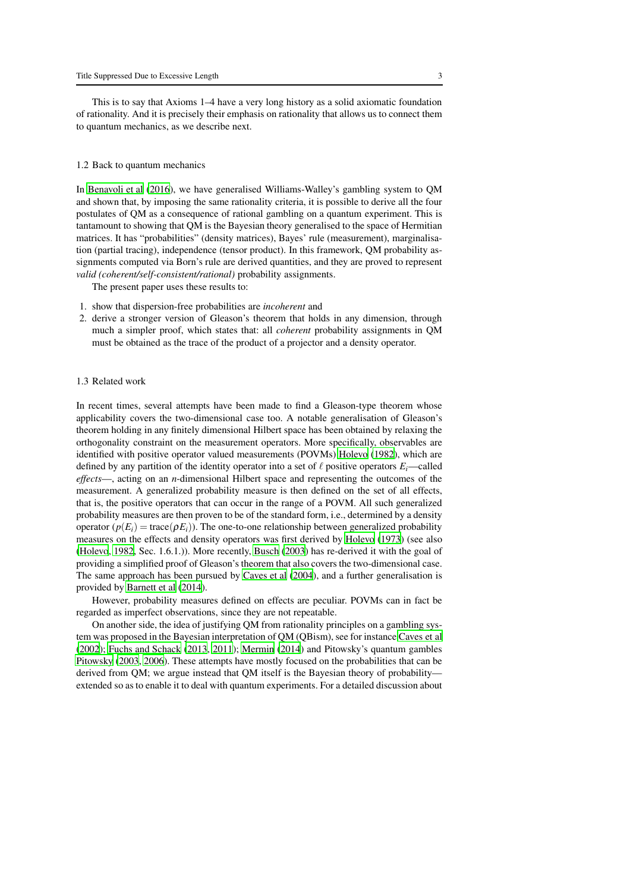This is to say that Axioms 1–4 have a very long history as a solid axiomatic foundation of rationality. And it is precisely their emphasis on rationality that allows us to connect them to quantum mechanics, as we describe next.

### 1.2 Back to quantum mechanics

In Benavoli et al (2016), we have generalised Williams-Walley's gambling system to QM and shown that, by imposing the same rationality criteria, it is possible to derive all the four postulates of QM as a consequence of rational gambling on a quantum experiment. This is tantamount to showing that QM is the Bayesian theory generalised to the space of Hermitian matrices. It has "probabilities" (density matrices), Bayes' rule (measurement), marginalisation (partial tracing), independence (tensor product). In this framework, QM probability assignments computed via Born's rule are derived quantities, and they are proved to represent *valid (coherent/self-consistent/rational)* probability assignments.

The present paper uses these results to:

1. show that dispersion-free probabilities are *incoherent* and
2. derive a stronger version of Gleason's theorem that holds in any dimension, through much a simpler proof, which states that: all *coherent* probability assignments in QM must be obtained as the trace of the product of a projector and a density operator.

### 1.3 Related work

In recent times, several attempts have been made to find a Gleason-type theorem whose applicability covers the two-dimensional case too. A notable generalisation of Gleason's theorem holding in any finitely dimensional Hilbert space has been obtained by relaxing the orthogonality constraint on the measurement operators. More specifically, observables are identified with positive operator valued measurements (POVMs) Holevo (1982), which are defined by any partition of the identity operator into a set of $\ell$ positive operators $E_i$—called *effects*—, acting on an $n$-dimensional Hilbert space and representing the outcomes of the measurement. A generalized probability measure is then defined on the set of all effects, that is, the positive operators that can occur in the range of a POVM. All such generalized probability measures are then proven to be of the standard form, i.e., determined by a density operator ($p(E_i) = \text{trace}(\rho E_i)$). The one-to-one relationship between generalized probability measures on the effects and density operators was first derived by Holevo (1973) (see also (Holevo, 1982, Sec. 1.6.1.)). More recently, Busch (2003) has re-derived it with the goal of providing a simplified proof of Gleason's theorem that also covers the two-dimensional case. The same approach has been pursued by Caves et al (2004), and a further generalisation is provided by Barnett et al (2014).

However, probability measures defined on effects are peculiar. POVMs can in fact be regarded as imperfect observations, since they are not repeatable.

On another side, the idea of justifying QM from rationality principles on a gambling system was proposed in the Bayesian interpretation of QM (QBism), see for instance Caves et al (2002); Fuchs and Schack (2013, 2011); Mermin (2014) and Pitowsky's quantum gambles Pitowsky (2003, 2006). These attempts have mostly focused on the probabilities that can be derived from QM; we argue instead that QM itself is the Bayesian theory of probability—extended so as to enable it to deal with quantum experiments. For a detailed discussion about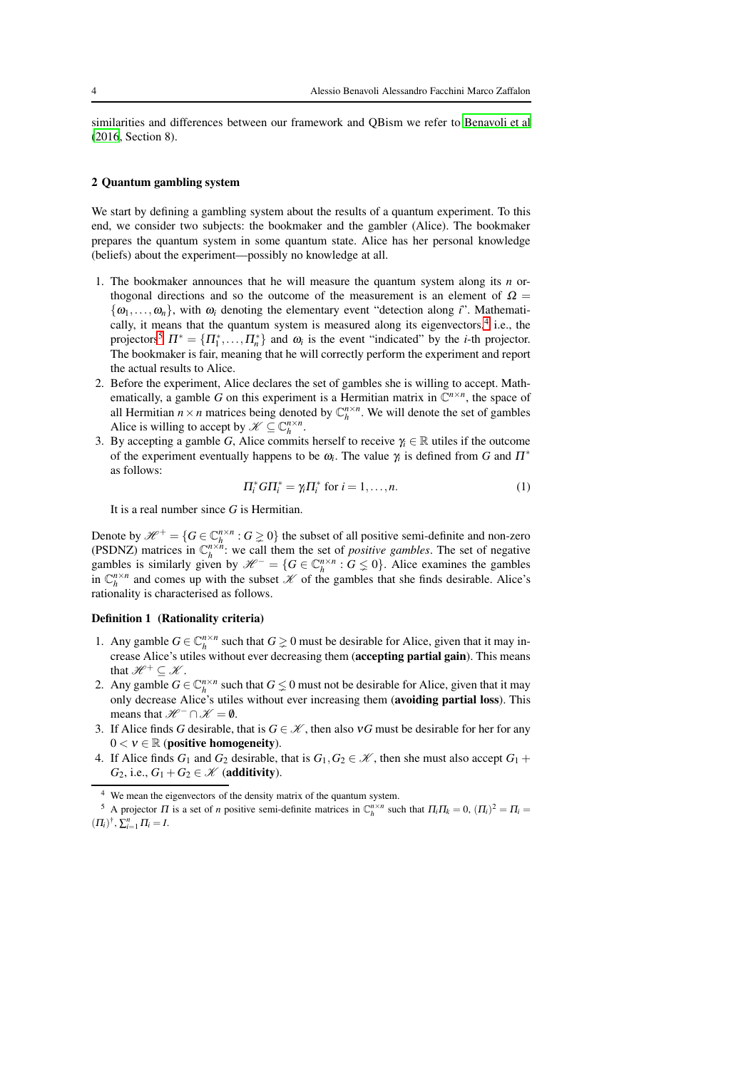similarities and differences between our framework and QBism we refer to Benavoli et al (2016, Section 8).

## 2 Quantum gambling system

We start by defining a gambling system about the results of a quantum experiment. To this end, we consider two subjects: the bookmaker and the gambler (Alice). The bookmaker prepares the quantum system in some quantum state. Alice has her personal knowledge (beliefs) about the experiment—possibly no knowledge at all.

1. The bookmaker announces that he will measure the quantum system along its $n$ orthogonal directions and so the outcome of the measurement is an element of $\Omega = \{\omega_1, \ldots, \omega_n\}$, with $\omega_i$ denoting the elementary event "detection along $i$". Mathematically, it means that the quantum system is measured along its eigenvectors,[4] i.e., the projectors[5] $\Pi^* = \{\Pi_1^*, \ldots, \Pi_n^*\}$ and $\omega_i$ is the event "indicated" by the $i$-th projector. The bookmaker is fair, meaning that he will correctly perform the experiment and report the actual results to Alice.
2. Before the experiment, Alice declares the set of gambles she is willing to accept. Mathematically, a gamble $G$ on this experiment is a Hermitian matrix in $\mathbb{C}^{n\times n}$, the space of all Hermitian $n \times n$ matrices being denoted by $\mathbb{C}_h^{n\times n}$. We will denote the set of gambles Alice is willing to accept by $\mathscr{K} \subseteq \mathbb{C}_h^{n\times n}$.
3. By accepting a gamble $G$, Alice commits herself to receive $\gamma_i \in \mathbb{R}$ utiles if the outcome of the experiment eventually happens to be $\omega_i$. The value $\gamma_i$ is defined from $G$ and $\Pi^*$ as follows:

$$\Pi_i^* G \Pi_i^* = \gamma_i \Pi_i^* \text{ for } i = 1, \ldots, n. \tag{1}$$

   It is a real number since $G$ is Hermitian.

Denote by $\mathscr{H}^+ = \{G \in \mathbb{C}_h^{n\times n} : G \gneq 0\}$ the subset of all positive semi-definite and non-zero (PSDNZ) matrices in $\mathbb{C}_h^{n\times n}$: we call them the set of *positive gambles*. The set of negative gambles is similarly given by $\mathscr{H}^- = \{G \in \mathbb{C}_h^{n\times n} : G \lneq 0\}$. Alice examines the gambles in $\mathbb{C}_h^{n\times n}$ and comes up with the subset $\mathscr{K}$ of the gambles that she finds desirable. Alice's rationality is characterised as follows.

**Definition 1 (Rationality criteria)**

1. Any gamble $G \in \mathbb{C}_h^{n\times n}$ such that $G \gneq 0$ must be desirable for Alice, given that it may increase Alice's utiles without ever decreasing them (**accepting partial gain**). This means that $\mathscr{H}^+ \subseteq \mathscr{K}$.
2. Any gamble $G \in \mathbb{C}_h^{n\times n}$ such that $G \lneq 0$ must not be desirable for Alice, given that it may only decrease Alice's utiles without ever increasing them (**avoiding partial loss**). This means that $\mathscr{H}^- \cap \mathscr{K} = \emptyset$.
3. If Alice finds $G$ desirable, that is $G \in \mathscr{K}$, then also $\nu G$ must be desirable for her for any $0 < \nu \in \mathbb{R}$ (**positive homogeneity**).
4. If Alice finds $G_1$ and $G_2$ desirable, that is $G_1, G_2 \in \mathscr{K}$, then she must also accept $G_1 + G_2$, i.e., $G_1 + G_2 \in \mathscr{K}$ (**additivity**).

[4] We mean the eigenvectors of the density matrix of the quantum system.

[5] A projector $\Pi$ is a set of $n$ positive semi-definite matrices in $\mathbb{C}_h^{n\times n}$ such that $\Pi_i \Pi_k = 0$, $(\Pi_i)^2 = \Pi_i = (\Pi_i)^\dagger$, $\sum_{i=1}^n \Pi_i = I$.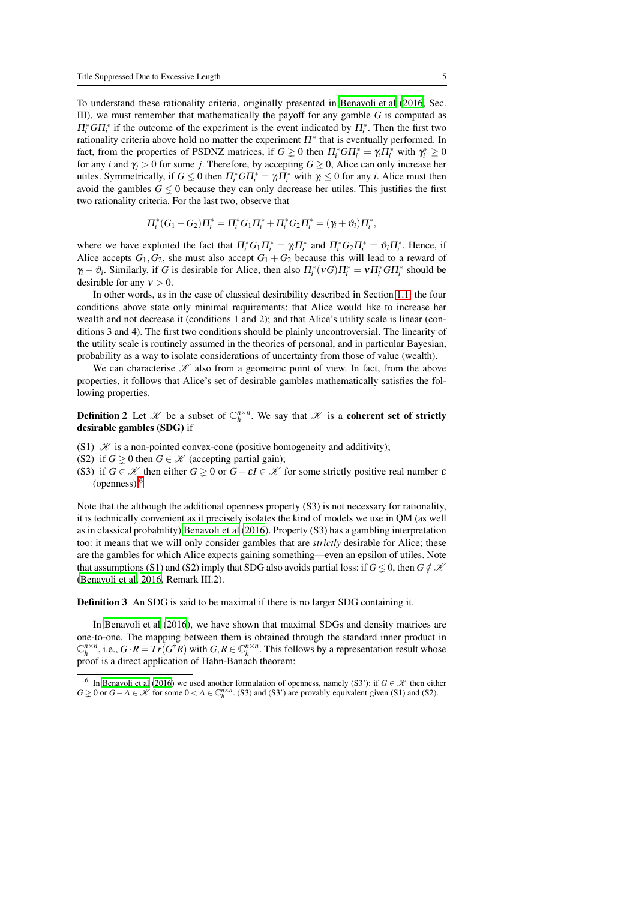To understand these rationality criteria, originally presented in Benavoli et al (2016, Sec. III), we must remember that mathematically the payoff for any gamble $G$ is computed as $\Pi_i^* G \Pi_i^*$ if the outcome of the experiment is the event indicated by $\Pi_i^*$. Then the first two rationality criteria above hold no matter the experiment $\Pi^*$ that is eventually performed. In fact, from the properties of PSDNZ matrices, if $G \gneq 0$ then $\Pi_i^* G \Pi_i^* = \gamma_i \Pi_i^*$ with $\gamma_i^* \geq 0$ for any $i$ and $\gamma_j > 0$ for some $j$. Therefore, by accepting $G \gneq 0$, Alice can only increase her utiles. Symmetrically, if $G \lneq 0$ then $\Pi_i^* G \Pi_i^* = \gamma_i \Pi_i^*$ with $\gamma_i \leq 0$ for any $i$. Alice must then avoid the gambles $G \lneq 0$ because they can only decrease her utiles. This justifies the first two rationality criteria. For the last two, observe that

$$\Pi_i^*(G_1+G_2)\Pi_i^* = \Pi_i^* G_1 \Pi_i^* + \Pi_i^* G_2 \Pi_i^* = (\gamma_i + \vartheta_i)\Pi_i^*,$$

where we have exploited the fact that $\Pi_i^* G_1 \Pi_i^* = \gamma_i \Pi_i^*$ and $\Pi_i^* G_2 \Pi_i^* = \vartheta_i \Pi_i^*$. Hence, if Alice accepts $G_1, G_2$, she must also accept $G_1 + G_2$ because this will lead to a reward of $\gamma_i + \vartheta_i$. Similarly, if $G$ is desirable for Alice, then also $\Pi_i^*(\nu G)\Pi_i^* = \nu \Pi_i^* G \Pi_i^*$ should be desirable for any $\nu > 0$.

In other words, as in the case of classical desirability described in Section 1.1, the four conditions above state only minimal requirements: that Alice would like to increase her wealth and not decrease it (conditions 1 and 2); and that Alice's utility scale is linear (conditions 3 and 4). The first two conditions should be plainly uncontroversial. The linearity of the utility scale is routinely assumed in the theories of personal, and in particular Bayesian, probability as a way to isolate considerations of uncertainty from those of value (wealth).

We can characterise $\mathscr{K}$ also from a geometric point of view. In fact, from the above properties, it follows that Alice's set of desirable gambles mathematically satisfies the following properties.

**Definition 2** Let $\mathscr{K}$ be a subset of $\mathbb{C}_h^{n \times n}$. We say that $\mathscr{K}$ is a **coherent set of strictly desirable gambles (SDG)** if

(S1) $\mathscr{K}$ is a non-pointed convex-cone (positive homogeneity and additivity);
(S2) if $G \gneq 0$ then $G \in \mathscr{K}$ (accepting partial gain);
(S3) if $G \in \mathscr{K}$ then either $G \gneq 0$ or $G - \varepsilon I \in \mathscr{K}$ for some strictly positive real number $\varepsilon$ (openness).[6]

Note that the although the additional openness property (S3) is not necessary for rationality, it is technically convenient as it precisely isolates the kind of models we use in QM (as well as in classical probability) Benavoli et al (2016). Property (S3) has a gambling interpretation too: it means that we will only consider gambles that are *strictly* desirable for Alice; these are the gambles for which Alice expects gaining something—even an epsilon of utiles. Note that assumptions (S1) and (S2) imply that SDG also avoids partial loss: if $G \lneq 0$, then $G \notin \mathscr{K}$ (Benavoli et al, 2016, Remark III.2).

**Definition 3** An SDG is said to be maximal if there is no larger SDG containing it.

In Benavoli et al (2016), we have shown that maximal SDGs and density matrices are one-to-one. The mapping between them is obtained through the standard inner product in $\mathbb{C}_h^{n \times n}$, i.e., $G \cdot R = Tr(G^\dagger R)$ with $G, R \in \mathbb{C}_h^{n \times n}$. This follows by a representation result whose proof is a direct application of Hahn-Banach theorem:

[6] In Benavoli et al (2016) we used another formulation of openness, namely (S3'): if $G \in \mathscr{K}$ then either $G \gneq 0$ or $G - \Delta \in \mathscr{K}$ for some $0 < \Delta \in \mathbb{C}_h^{n \times n}$. (S3) and (S3') are provably equivalent given (S1) and (S2).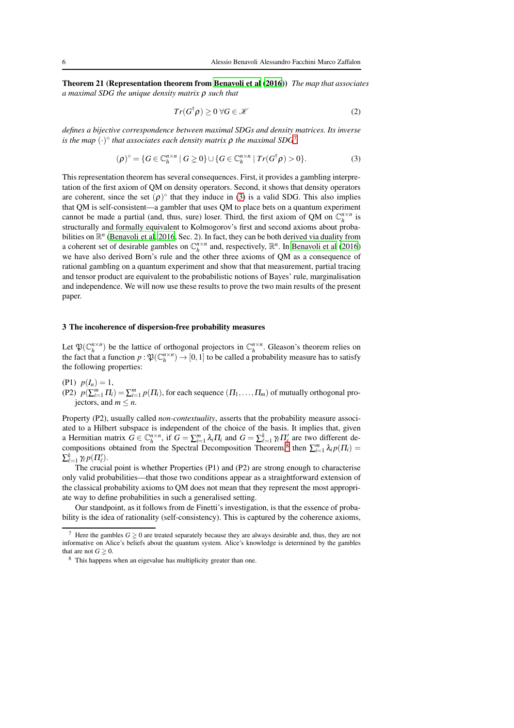**Theorem 21 (Representation theorem from Benavoli et al (2016))** *The map that associates a maximal SDG the unique density matrix $\rho$ such that*

$$Tr(G^{\dagger}\rho) \geq 0 \;\forall G \in \mathscr{K} \tag{2}$$

*defines a bijective correspondence between maximal SDGs and density matrices. Its inverse is the map $(\cdot)^{\circ}$ that associates each density matrix $\rho$ the maximal SDG*[7]

$$(\rho)^{\circ} = \{G \in \mathbb{C}_h^{n\times n} \mid G \gneq 0\} \cup \{G \in \mathbb{C}_h^{n\times n} \mid Tr(G^{\dagger}\rho) > 0\}. \tag{3}$$

This representation theorem has several consequences. First, it provides a gambling interpretation of the first axiom of QM on density operators. Second, it shows that density operators are coherent, since the set $(\rho)^{\circ}$ that they induce in (3) is a valid SDG. This also implies that QM is self-consistent—a gambler that uses QM to place bets on a quantum experiment cannot be made a partial (and, thus, sure) loser. Third, the first axiom of QM on $\mathbb{C}_h^{n\times n}$ is structurally and formally equivalent to Kolmogorov's first and second axioms about probabilities on $\mathbb{R}^n$ (Benavoli et al, 2016, Sec. 2). In fact, they can be both derived via duality from a coherent set of desirable gambles on $\mathbb{C}_h^{n\times n}$ and, respectively, $\mathbb{R}^n$. In Benavoli et al (2016) we have also derived Born's rule and the other three axioms of QM as a consequence of rational gambling on a quantum experiment and show that that measurement, partial tracing and tensor product are equivalent to the probabilistic notions of Bayes' rule, marginalisation and independence. We will now use these results to prove the two main results of the present paper.

## 3 The incoherence of dispersion-free probability measures

Let $\mathfrak{P}(\mathbb{C}_h^{n\times n})$ be the lattice of orthogonal projectors in $\mathbb{C}_h^{n\times n}$. Gleason's theorem relies on the fact that a function $p : \mathfrak{P}(\mathbb{C}_h^{n\times n}) \to [0,1]$ to be called a probability measure has to satisfy the following properties:

(P1) $p(I_n) = 1$,
(P2) $p(\sum_{i=1}^{m} \Pi_i) = \sum_{i=1}^{m} p(\Pi_i)$, for each sequence $(\Pi_1,\dots,\Pi_m)$ of mutually orthogonal projectors, and $m \leq n$.

Property (P2), usually called *non-contextuality*, asserts that the probability measure associated to a Hilbert subspace is independent of the choice of the basis. It implies that, given a Hermitian matrix $G \in \mathbb{C}_h^{n\times n}$, if $G = \sum_{i=1}^{m} \lambda_i \Pi_i$ and $G = \sum_{\ell=1}^{k} \gamma_\ell \Pi'_\ell$ are two different decompositions obtained from the Spectral Decomposition Theorem,[8] then $\sum_{i=1}^{m} \lambda_i p(\Pi_i) = \sum_{\ell=1}^{k} \gamma_\ell p(\Pi'_\ell)$.

The crucial point is whether Properties (P1) and (P2) are strong enough to characterise only valid probabilities—that those two conditions appear as a straightforward extension of the classical probability axioms to QM does not mean that they represent the most appropriate way to define probabilities in such a generalised setting.

Our standpoint, as it follows from de Finetti's investigation, is that the essence of probability is the idea of rationality (self-consistency). This is captured by the coherence axioms,

[7] Here the gambles $G \geq 0$ are treated separately because they are always desirable and, thus, they are not informative on Alice's beliefs about the quantum system. Alice's knowledge is determined by the gambles that are not $G \gneq 0$.

[8] This happens when an eigenvalue has multiplicity greater than one.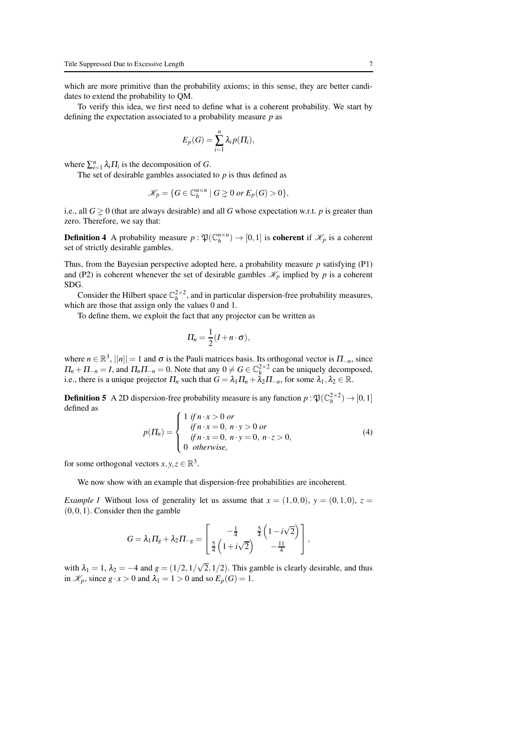which are more primitive than the probability axioms; in this sense, they are better candidates to extend the probability to QM.

To verify this idea, we first need to define what is a coherent probability. We start by defining the expectation associated to a probability measure $p$ as

$$E_p(G) = \sum_{i=1}^{n} \lambda_i p(\Pi_i),$$

where $\sum_{i=1}^{n} \lambda_i \Pi_i$ is the decomposition of $G$.

The set of desirable gambles associated to $p$ is thus defined as

$$\mathscr{K}_p = \{G \in \mathbb{C}_h^{n \times n} \mid G \gtrsim 0 \text{ or } E_p(G) > 0\},$$

i.e., all $G \gtrsim 0$ (that are always desirable) and all $G$ whose expectation w.r.t. $p$ is greater than zero. Therefore, we say that:

**Definition 4** A probability measure $p : \mathfrak{P}(\mathbb{C}_h^{n \times n}) \to [0,1]$ is **coherent** if $\mathscr{K}_p$ is a coherent set of strictly desirable gambles.

Thus, from the Bayesian perspective adopted here, a probability measure $p$ satisfying (P1) and (P2) is coherent whenever the set of desirable gambles $\mathscr{K}_p$ implied by $p$ is a coherent SDG.

Consider the Hilbert space $\mathbb{C}_h^{2 \times 2}$, and in particular dispersion-free probability measures, which are those that assign only the values 0 and 1.

To define them, we exploit the fact that any projector can be written as

$$\Pi_n = \frac{1}{2}(I + n \cdot \sigma),$$

where $n \in \mathbb{R}^3$, $||n|| = 1$ and $\sigma$ is the Pauli matrices basis. Its orthogonal vector is $\Pi_{-n}$, since $\Pi_n + \Pi_{-n} = I$, and $\Pi_n \Pi_{-n} = 0$. Note that any $0 \neq G \in \mathbb{C}_h^{2 \times 2}$ can be uniquely decomposed, i.e., there is a unique projector $\Pi_n$ such that $G = \lambda_1 \Pi_n + \lambda_2 \Pi_{-n}$, for some $\lambda_1, \lambda_2 \in \mathbb{R}$.

**Definition 5** A 2D dispersion-free probability measure is any function $p : \mathfrak{P}(\mathbb{C}_h^{2 \times 2}) \to [0,1]$ defined as

$$p(\Pi_n) = \begin{cases} 1 \text{ if } n \cdot x > 0 \text{ or} \\ \quad \text{if } n \cdot x = 0,\ n \cdot y > 0 \text{ or} \\ \quad \text{if } n \cdot x = 0,\ n \cdot y = 0,\ n \cdot z > 0, \\ 0 \ \text{ otherwise,} \end{cases} \tag{4}$$

for some orthogonal vectors $x, y, z \in \mathbb{R}^3$.

We now show with an example that dispersion-free probabilities are incoherent.

*Example 1* Without loss of generality let us assume that $x = (1,0,0)$, $y = (0,1,0)$, $z = (0,0,1)$. Consider then the gamble

$$G = \lambda_1 \Pi_g + \lambda_2 \Pi_{-g} = \begin{bmatrix} -\frac{1}{4} & \frac{5}{4}\left(1 - i\sqrt{2}\right) \\ \frac{5}{4}\left(1 + i\sqrt{2}\right) & -\frac{11}{4} \end{bmatrix},$$

with $\lambda_1 = 1$, $\lambda_2 = -4$ and $g = (1/2, 1/\sqrt{2}, 1/2)$. This gamble is clearly desirable, and thus in $\mathscr{K}_p$, since $g \cdot x > 0$ and $\lambda_1 = 1 > 0$ and so $E_p(G) = 1$.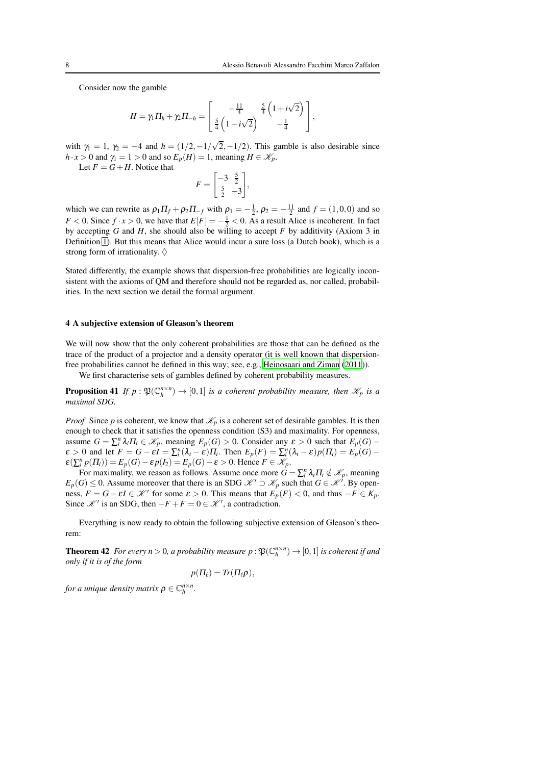Consider now the gamble

$$H = \gamma_1 \Pi_h + \gamma_2 \Pi_{-h} = \begin{bmatrix} -\frac{11}{4} & \frac{5}{4}\left(1+i\sqrt{2}\right) \\ \frac{5}{4}\left(1-i\sqrt{2}\right) & -\frac{1}{4} \end{bmatrix},$$

with $\gamma_1 = 1$, $\gamma_2 = -4$ and $h = (1/2, -1/\sqrt{2}, -1/2)$. This gamble is also desirable since $h \cdot x > 0$ and $\gamma_1 = 1 > 0$ and so $E_p(H) = 1$, meaning $H \in \mathscr{K}_p$.

Let $F = G + H$. Notice that

$$F = \begin{bmatrix} -3 & \frac{5}{2} \\ \frac{5}{2} & -3 \end{bmatrix},$$

which we can rewrite as $\rho_1 \Pi_f + \rho_2 \Pi_{-f}$ with $\rho_1 = -\frac{1}{2}$, $\rho_2 = -\frac{11}{2}$ and $f = (1,0,0)$ and so $F < 0$. Since $f \cdot x > 0$, we have that $E[F] = -\frac{1}{2} < 0$. As a result Alice is incoherent. In fact by accepting $G$ and $H$, she should also be willing to accept $F$ by additivity (Axiom 3 in Definition 1). But this means that Alice would incur a sure loss (a Dutch book), which is a strong form of irrationality. $\Diamond$

Stated differently, the example shows that dispersion-free probabilities are logically inconsistent with the axioms of QM and therefore should not be regarded as, nor called, probabilities. In the next section we detail the formal argument.

## 4 A subjective extension of Gleason's theorem

We will now show that the only coherent probabilities are those that can be defined as the trace of the product of a projector and a density operator (it is well known that dispersion-free probabilities cannot be defined in this way; see, e.g., Heinosaari and Ziman (2011)).

We first characterise sets of gambles defined by coherent probability measures.

**Proposition 41** *If $p : \mathfrak{P}(\mathbb{C}_h^{n\times n}) \to [0,1]$ is a coherent probability measure, then $\mathscr{K}_p$ is a maximal SDG.*

*Proof* Since $p$ is coherent, we know that $\mathscr{K}_p$ is a coherent set of desirable gambles. It is then enough to check that it satisfies the openness condition (S3) and maximality. For openness, assume $G = \sum_i^n \lambda_i \Pi_i \in \mathscr{K}_p$, meaning $E_p(G) > 0$. Consider any $\varepsilon > 0$ such that $E_p(G) - \varepsilon > 0$ and let $F = G - \varepsilon I = \sum_i^n (\lambda_i - \varepsilon)\Pi_i$. Then $E_p(F) = \sum_i^n (\lambda_i - \varepsilon) p(\Pi_i) = E_p(G) - \varepsilon(\sum_i^n p(\Pi_i)) = E_p(G) - \varepsilon p(I_2) = E_p(G) - \varepsilon > 0$. Hence $F \in \mathscr{K}_p$.

For maximality, we reason as follows. Assume once more $G = \sum_i^n \lambda_i \Pi_i \notin \mathscr{K}_p$, meaning $E_p(G) \leq 0$. Assume moreover that there is an SDG $\mathscr{K}' \supset \mathscr{K}_p$ such that $G \in \mathscr{K}'$. By openness, $F = G - \varepsilon I \in \mathscr{K}'$ for some $\varepsilon > 0$. This means that $E_p(F) < 0$, and thus $-F \in K_p$. Since $\mathscr{K}'$ is an SDG, then $-F + F = 0 \in \mathscr{K}'$, a contradiction.

Everything is now ready to obtain the following subjective extension of Gleason's theorem:

**Theorem 42** *For every $n > 0$, a probability measure $p : \mathfrak{P}(\mathbb{C}_h^{n\times n}) \to [0,1]$ is coherent if and only if it is of the form*

$$p(\Pi_\ell) = Tr(\Pi_\ell \rho),$$

*for a unique density matrix $\rho \in \mathbb{C}_h^{n\times n}$.*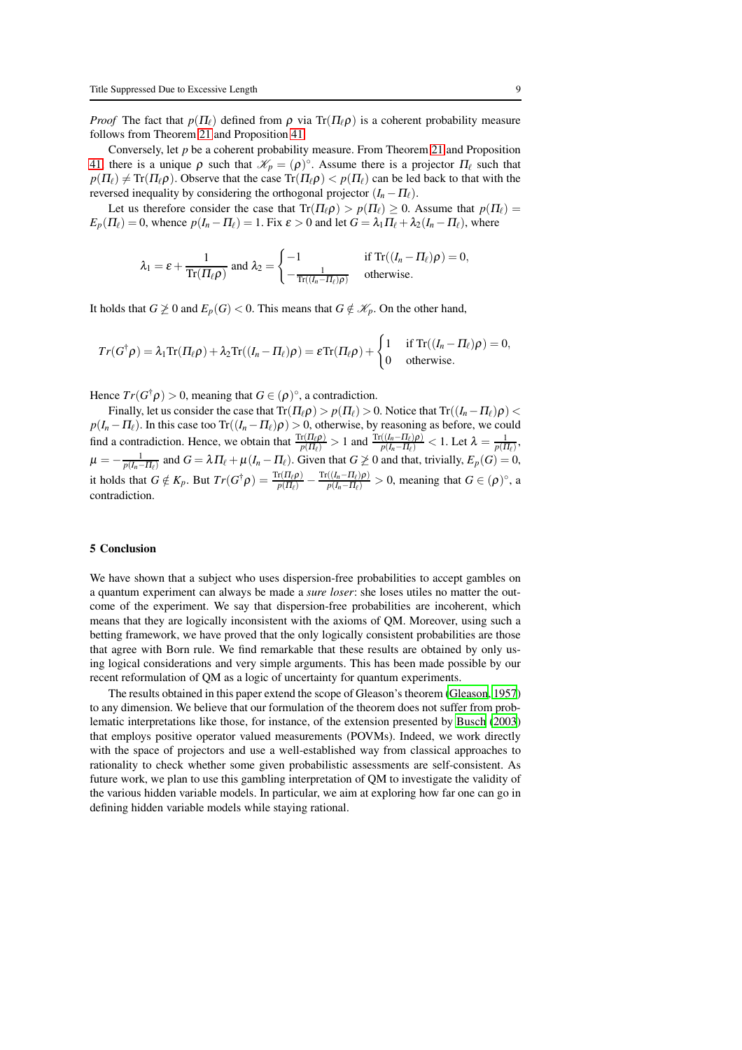*Proof* The fact that $p(\Pi_\ell)$ defined from $\rho$ via $\mathrm{Tr}(\Pi_\ell \rho)$ is a coherent probability measure follows from Theorem 21 and Proposition 41.

Conversely, let $p$ be a coherent probability measure. From Theorem 21 and Proposition 41 there is a unique $\rho$ such that $\mathscr{K}_p = (\rho)^\circ$. Assume there is a projector $\Pi_\ell$ such that $p(\Pi_\ell) \neq \mathrm{Tr}(\Pi_\ell \rho)$. Observe that the case $\mathrm{Tr}(\Pi_\ell \rho) < p(\Pi_\ell)$ can be led back to that with the reversed inequality by considering the orthogonal projector $(I_n - \Pi_\ell)$.

Let us therefore consider the case that $\mathrm{Tr}(\Pi_\ell \rho) > p(\Pi_\ell) \geq 0$. Assume that $p(\Pi_\ell) = E_p(\Pi_\ell) = 0$, whence $p(I_n - \Pi_\ell) = 1$. Fix $\varepsilon > 0$ and let $G = \lambda_1 \Pi_\ell + \lambda_2 (I_n - \Pi_\ell)$, where

$$\lambda_1 = \varepsilon + \frac{1}{\mathrm{Tr}(\Pi_\ell \rho)} \text{ and } \lambda_2 = \begin{cases} -1 & \text{if } \mathrm{Tr}((I_n - \Pi_\ell)\rho) = 0, \\ -\frac{1}{\mathrm{Tr}((I_n - \Pi_\ell)\rho)} & \text{otherwise.} \end{cases}$$

It holds that $G \ngeq 0$ and $E_p(G) < 0$. This means that $G \notin \mathscr{K}_p$. On the other hand,

$$Tr(G^\dagger \rho) = \lambda_1 \mathrm{Tr}(\Pi_\ell \rho) + \lambda_2 \mathrm{Tr}((I_n - \Pi_\ell)\rho) = \varepsilon \mathrm{Tr}(\Pi_\ell \rho) + \begin{cases} 1 & \text{if } \mathrm{Tr}((I_n - \Pi_\ell)\rho) = 0, \\ 0 & \text{otherwise.} \end{cases}$$

Hence $Tr(G^\dagger \rho) > 0$, meaning that $G \in (\rho)^\circ$, a contradiction.

Finally, let us consider the case that $\mathrm{Tr}(\Pi_\ell \rho) > p(\Pi_\ell) > 0$. Notice that $\mathrm{Tr}((I_n - \Pi_\ell)\rho) < p(I_n - \Pi_\ell)$. In this case too $\mathrm{Tr}((I_n - \Pi_\ell)\rho) > 0$, otherwise, by reasoning as before, we could find a contradiction. Hence, we obtain that $\frac{\mathrm{Tr}(\Pi_\ell \rho)}{p(\Pi_\ell)} > 1$ and $\frac{\mathrm{Tr}((I_n - \Pi_\ell)\rho)}{p(I_n - \Pi_\ell)} < 1$. Let $\lambda = \frac{1}{p(\Pi_\ell)}$, $\mu = -\frac{1}{p(I_n - \Pi_\ell)}$ and $G = \lambda \Pi_\ell + \mu (I_n - \Pi_\ell)$. Given that $G \ngeq 0$ and that, trivially, $E_p(G) = 0$, it holds that $G \notin K_p$. But $Tr(G^\dagger \rho) = \frac{\mathrm{Tr}(\Pi_\ell \rho)}{p(\Pi_\ell)} - \frac{\mathrm{Tr}((I_n - \Pi_\ell)\rho)}{p(I_n - \Pi_\ell)} > 0$, meaning that $G \in (\rho)^\circ$, a contradiction.

## 5 Conclusion

We have shown that a subject who uses dispersion-free probabilities to accept gambles on a quantum experiment can always be made a *sure loser*: she loses utiles no matter the outcome of the experiment. We say that dispersion-free probabilities are incoherent, which means that they are logically inconsistent with the axioms of QM. Moreover, using such a betting framework, we have proved that the only logically consistent probabilities are those that agree with Born rule. We find remarkable that these results are obtained by only using logical considerations and very simple arguments. This has been made possible by our recent reformulation of QM as a logic of uncertainty for quantum experiments.

The results obtained in this paper extend the scope of Gleason's theorem (Gleason, 1957) to any dimension. We believe that our formulation of the theorem does not suffer from problematic interpretations like those, for instance, of the extension presented by Busch (2003) that employs positive operator valued measurements (POVMs). Indeed, we work directly with the space of projectors and use a well-established way from classical approaches to rationality to check whether some given probabilistic assessments are self-consistent. As future work, we plan to use this gambling interpretation of QM to investigate the validity of the various hidden variable models. In particular, we aim at exploring how far one can go in defining hidden variable models while staying rational.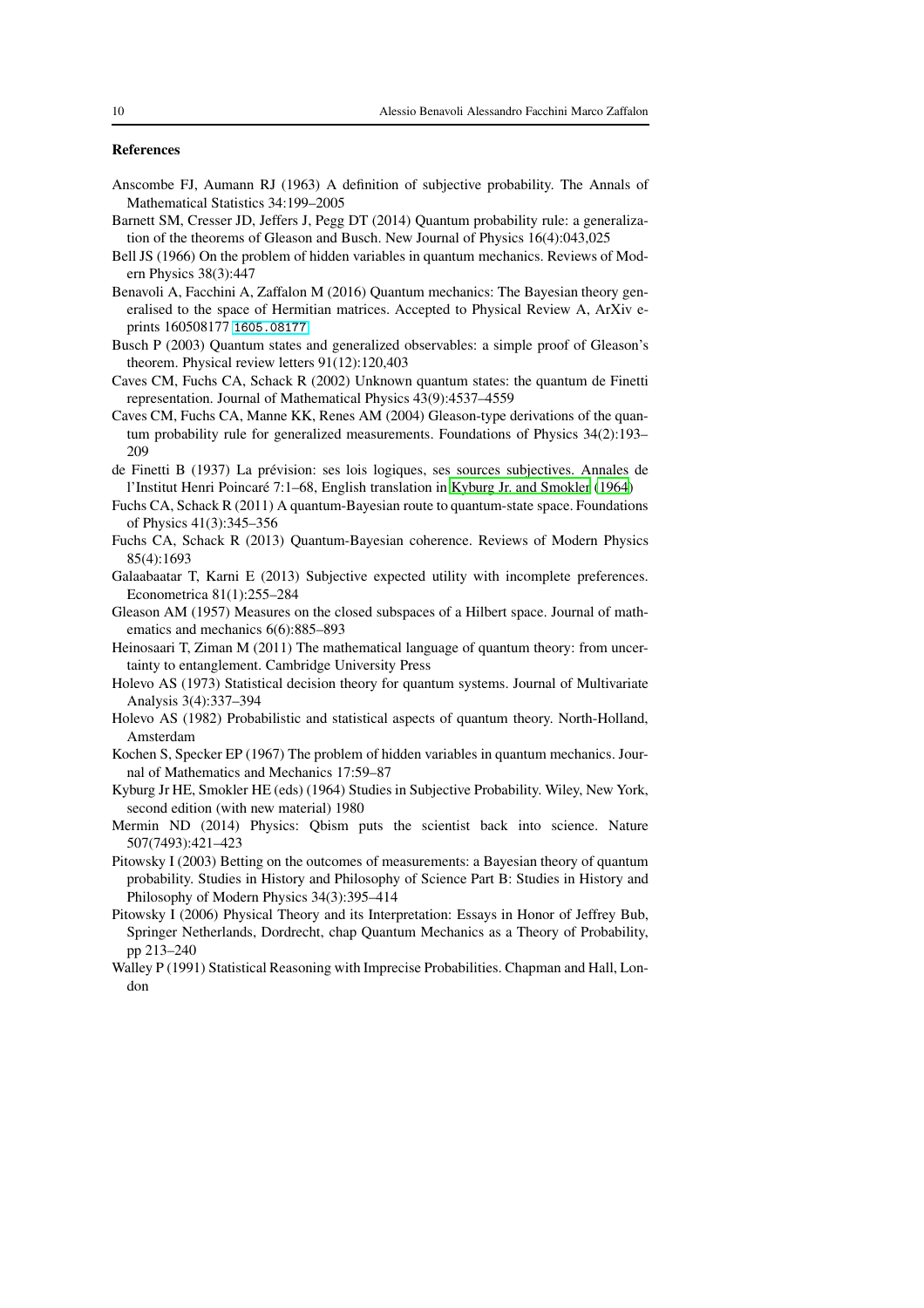## References

Anscombe FJ, Aumann RJ (1963) A definition of subjective probability. The Annals of Mathematical Statistics 34:199–2005

Barnett SM, Cresser JD, Jeffers J, Pegg DT (2014) Quantum probability rule: a generalization of the theorems of Gleason and Busch. New Journal of Physics 16(4):043,025

Bell JS (1966) On the problem of hidden variables in quantum mechanics. Reviews of Modern Physics 38(3):447

Benavoli A, Facchini A, Zaffalon M (2016) Quantum mechanics: The Bayesian theory generalised to the space of Hermitian matrices. Accepted to Physical Review A, ArXiv e-prints 160508177 1605.08177

Busch P (2003) Quantum states and generalized observables: a simple proof of Gleason's theorem. Physical review letters 91(12):120,403

Caves CM, Fuchs CA, Schack R (2002) Unknown quantum states: the quantum de Finetti representation. Journal of Mathematical Physics 43(9):4537–4559

Caves CM, Fuchs CA, Manne KK, Renes AM (2004) Gleason-type derivations of the quantum probability rule for generalized measurements. Foundations of Physics 34(2):193–209

de Finetti B (1937) La prévision: ses lois logiques, ses sources subjectives. Annales de l'Institut Henri Poincaré 7:1–68, English translation in Kyburg Jr. and Smokler (1964)

Fuchs CA, Schack R (2011) A quantum-Bayesian route to quantum-state space. Foundations of Physics 41(3):345–356

Fuchs CA, Schack R (2013) Quantum-Bayesian coherence. Reviews of Modern Physics 85(4):1693

Galaabaatar T, Karni E (2013) Subjective expected utility with incomplete preferences. Econometrica 81(1):255–284

Gleason AM (1957) Measures on the closed subspaces of a Hilbert space. Journal of mathematics and mechanics 6(6):885–893

Heinosaari T, Ziman M (2011) The mathematical language of quantum theory: from uncertainty to entanglement. Cambridge University Press

Holevo AS (1973) Statistical decision theory for quantum systems. Journal of Multivariate Analysis 3(4):337–394

Holevo AS (1982) Probabilistic and statistical aspects of quantum theory. North-Holland, Amsterdam

Kochen S, Specker EP (1967) The problem of hidden variables in quantum mechanics. Journal of Mathematics and Mechanics 17:59–87

Kyburg Jr HE, Smokler HE (eds) (1964) Studies in Subjective Probability. Wiley, New York, second edition (with new material) 1980

Mermin ND (2014) Physics: Qbism puts the scientist back into science. Nature 507(7493):421–423

Pitowsky I (2003) Betting on the outcomes of measurements: a Bayesian theory of quantum probability. Studies in History and Philosophy of Science Part B: Studies in History and Philosophy of Modern Physics 34(3):395–414

Pitowsky I (2006) Physical Theory and its Interpretation: Essays in Honor of Jeffrey Bub, Springer Netherlands, Dordrecht, chap Quantum Mechanics as a Theory of Probability, pp 213–240

Walley P (1991) Statistical Reasoning with Imprecise Probabilities. Chapman and Hall, London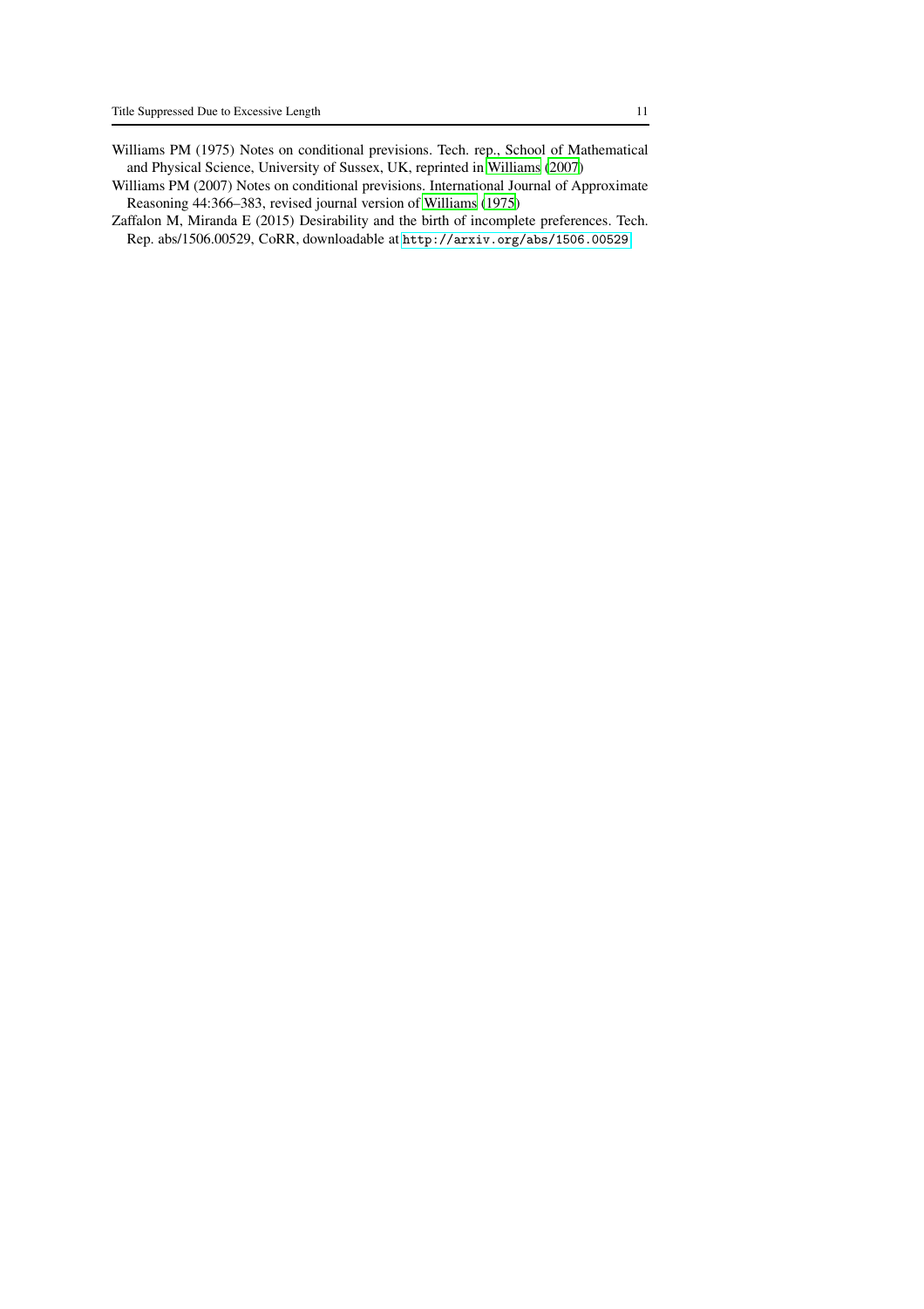Williams PM (1975) Notes on conditional previsions. Tech. rep., School of Mathematical and Physical Science, University of Sussex, UK, reprinted in Williams (2007)

Williams PM (2007) Notes on conditional previsions. International Journal of Approximate Reasoning 44:366–383, revised journal version of Williams (1975)

Zaffalon M, Miranda E (2015) Desirability and the birth of incomplete preferences. Tech. Rep. abs/1506.00529, CoRR, downloadable at `http://arxiv.org/abs/1506.00529`